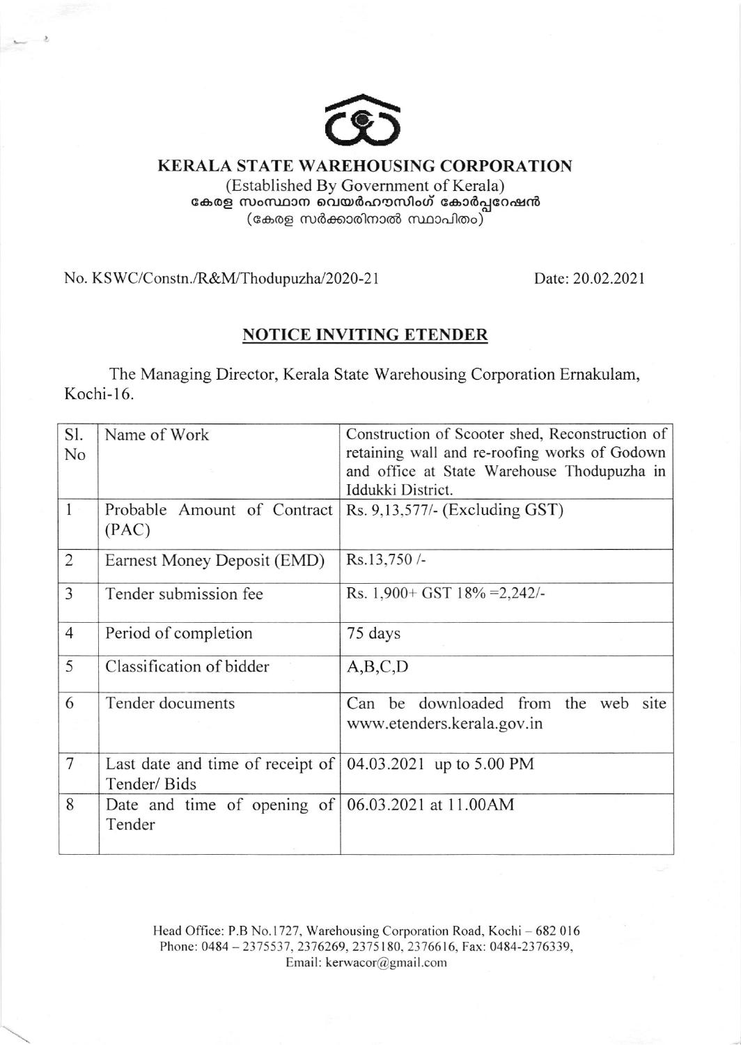# KERALA STATE WAREHOUSING CORPORATION

(Established By Government of Kerala)

കേരള സംസ്ഥാന വെയർഹൗസിംഗ് കോർപ്പറേഷൻ

(കേരള സർക്കാരിനാൽ സ്ഥാപിതം)

No. KSWC/Constn./R&M/Thodupuzha/2020-21

Date: 20.02.2021

## NOTICE INVITING ETENDER

The Managing Director, Kerala State Warehousing Corporation Ernakulam, Kochi-16.

| Sl. No | Name of Work | Construction of Scooter shed, Reconstruction of retaining wall and re-roofing works of Godown and office at State Warehouse Thodupuzha in Iddukki District. |
|---|---|---|
| 1 | Probable Amount of Contract (PAC) | Rs. 9,13,577/- (Excluding GST) |
| 2 | Earnest Money Deposit (EMD) | Rs.13,750 /- |
| 3 | Tender submission fee | Rs. 1,900+ GST 18% =2,242/- |
| 4 | Period of completion | 75 days |
| 5 | Classification of bidder | A,B,C,D |
| 6 | Tender documents | Can be downloaded from the web site www.etenders.kerala.gov.in |
| 7 | Last date and time of receipt of Tender/ Bids | 04.03.2021 up to 5.00 PM |
| 8 | Date and time of opening of Tender | 06.03.2021 at 11.00AM |

Head Office: P.B No.1727, Warehousing Corporation Road, Kochi – 682 016
Phone: 0484 – 2375537, 2376269, 2375180, 2376616, Fax: 0484-2376339,
Email: kerwacor@gmail.com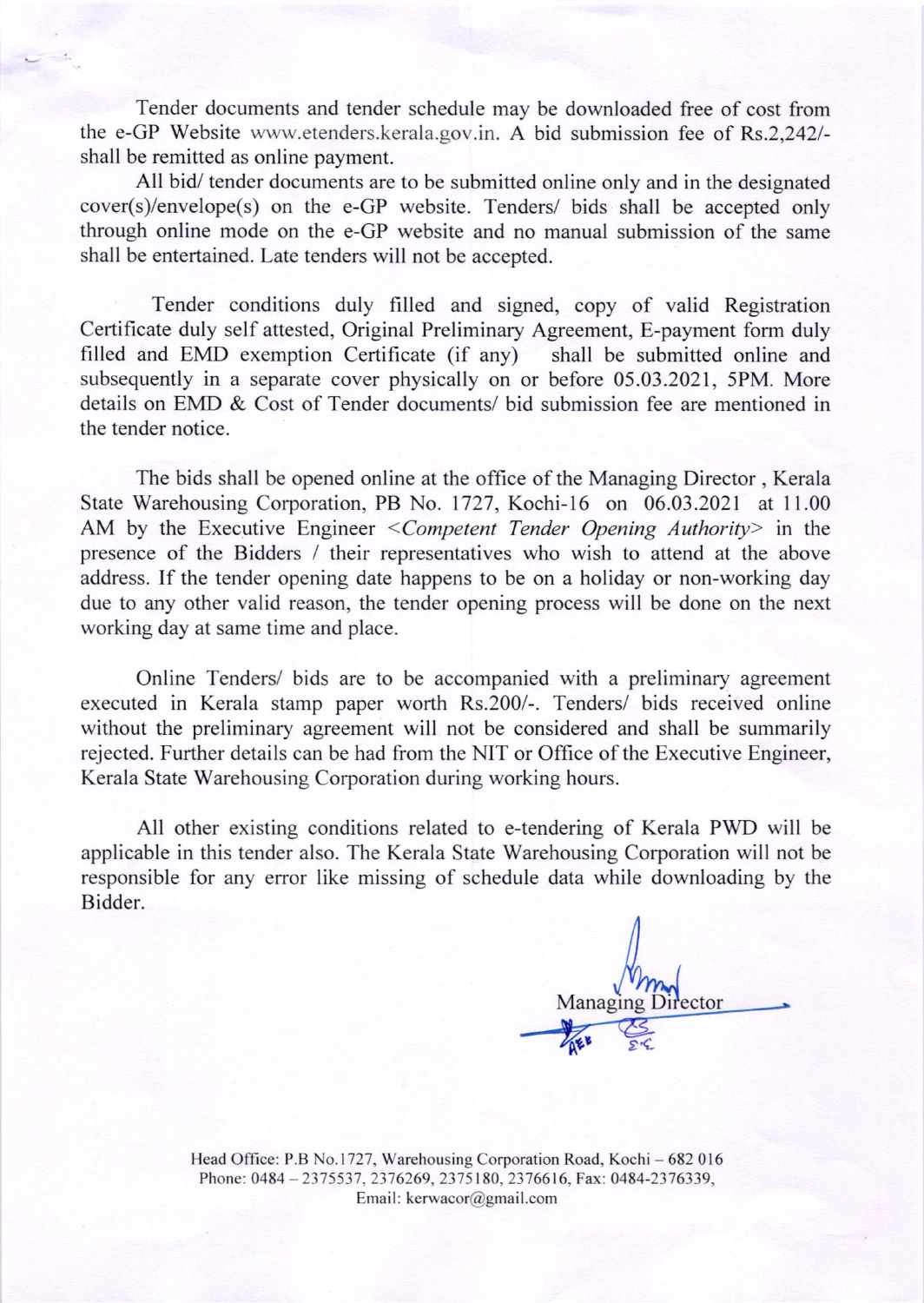Tender documents and tender schedule may be downloaded free of cost from the e-GP Website www.etenders.kerala.gov.in. A bid submission fee of Rs.2,242/- shall be remitted as online payment.

All bid/ tender documents are to be submitted online only and in the designated cover(s)/envelope(s) on the e-GP website. Tenders/ bids shall be accepted only through online mode on the e-GP website and no manual submission of the same shall be entertained. Late tenders will not be accepted.

Tender conditions duly filled and signed, copy of valid Registration Certificate duly self attested, Original Preliminary Agreement, E-payment form duly filled and EMD exemption Certificate (if any) shall be submitted online and subsequently in a separate cover physically on or before 05.03.2021, 5PM. More details on EMD & Cost of Tender documents/ bid submission fee are mentioned in the tender notice.

The bids shall be opened online at the office of the Managing Director , Kerala State Warehousing Corporation, PB No. 1727, Kochi-16 on 06.03.2021 at 11.00 AM by the Executive Engineer *<Competent Tender Opening Authority>* in the presence of the Bidders / their representatives who wish to attend at the above address. If the tender opening date happens to be on a holiday or non-working day due to any other valid reason, the tender opening process will be done on the next working day at same time and place.

Online Tenders/ bids are to be accompanied with a preliminary agreement executed in Kerala stamp paper worth Rs.200/-. Tenders/ bids received online without the preliminary agreement will not be considered and shall be summarily rejected. Further details can be had from the NIT or Office of the Executive Engineer, Kerala State Warehousing Corporation during working hours.

All other existing conditions related to e-tendering of Kerala PWD will be applicable in this tender also. The Kerala State Warehousing Corporation will not be responsible for any error like missing of schedule data while downloading by the Bidder.

Managing Director

Head Office: P.B No.1727, Warehousing Corporation Road, Kochi – 682 016
Phone: 0484 – 2375537, 2376269, 2375180, 2376616, Fax: 0484-2376339,
Email: kerwacor@gmail.com